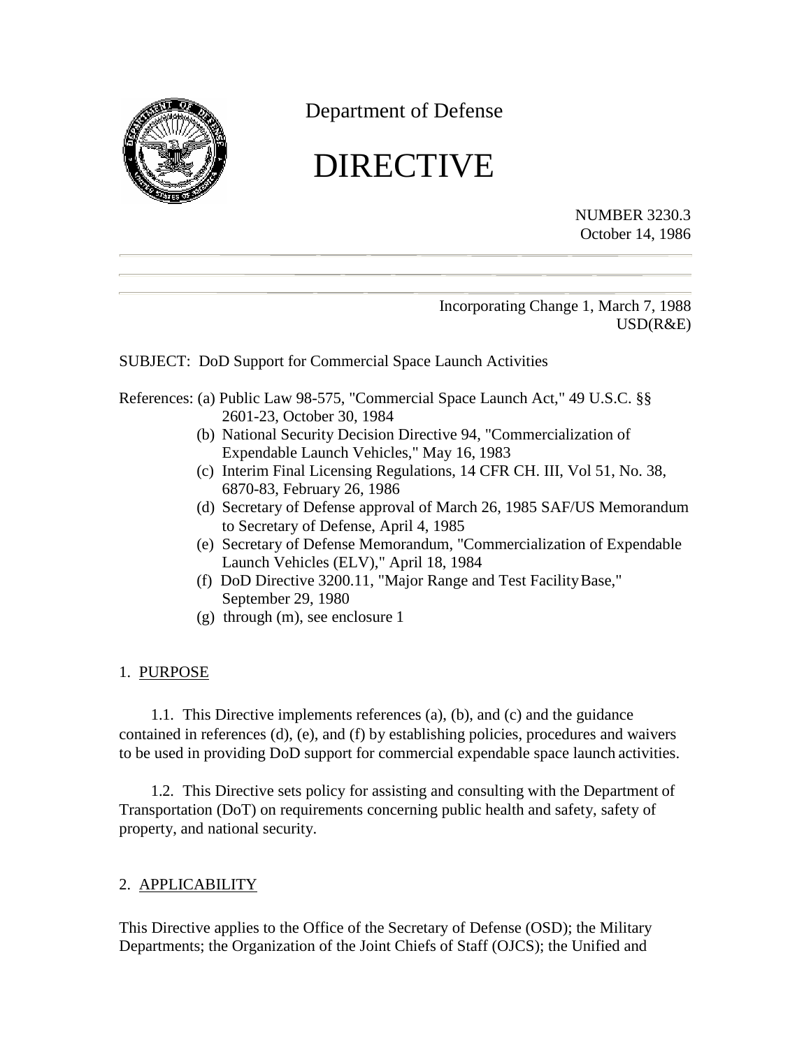Department of Defense

# DIRECTIVE

NUMBER 3230.3
October 14, 1986

Incorporating Change 1, March 7, 1988
USD(R&E)

SUBJECT: DoD Support for Commercial Space Launch Activities

References: (a) Public Law 98-575, "Commercial Space Launch Act," 49 U.S.C. §§ 2601-23, October 30, 1984
(b) National Security Decision Directive 94, "Commercialization of Expendable Launch Vehicles," May 16, 1983
(c) Interim Final Licensing Regulations, 14 CFR CH. III, Vol 51, No. 38, 6870-83, February 26, 1986
(d) Secretary of Defense approval of March 26, 1985 SAF/US Memorandum to Secretary of Defense, April 4, 1985
(e) Secretary of Defense Memorandum, "Commercialization of Expendable Launch Vehicles (ELV)," April 18, 1984
(f) DoD Directive 3200.11, "Major Range and Test Facility Base," September 29, 1980
(g) through (m), see enclosure 1

## 1. PURPOSE

1.1. This Directive implements references (a), (b), and (c) and the guidance contained in references (d), (e), and (f) by establishing policies, procedures and waivers to be used in providing DoD support for commercial expendable space launch activities.

1.2. This Directive sets policy for assisting and consulting with the Department of Transportation (DoT) on requirements concerning public health and safety, safety of property, and national security.

## 2. APPLICABILITY

This Directive applies to the Office of the Secretary of Defense (OSD); the Military Departments; the Organization of the Joint Chiefs of Staff (OJCS); the Unified and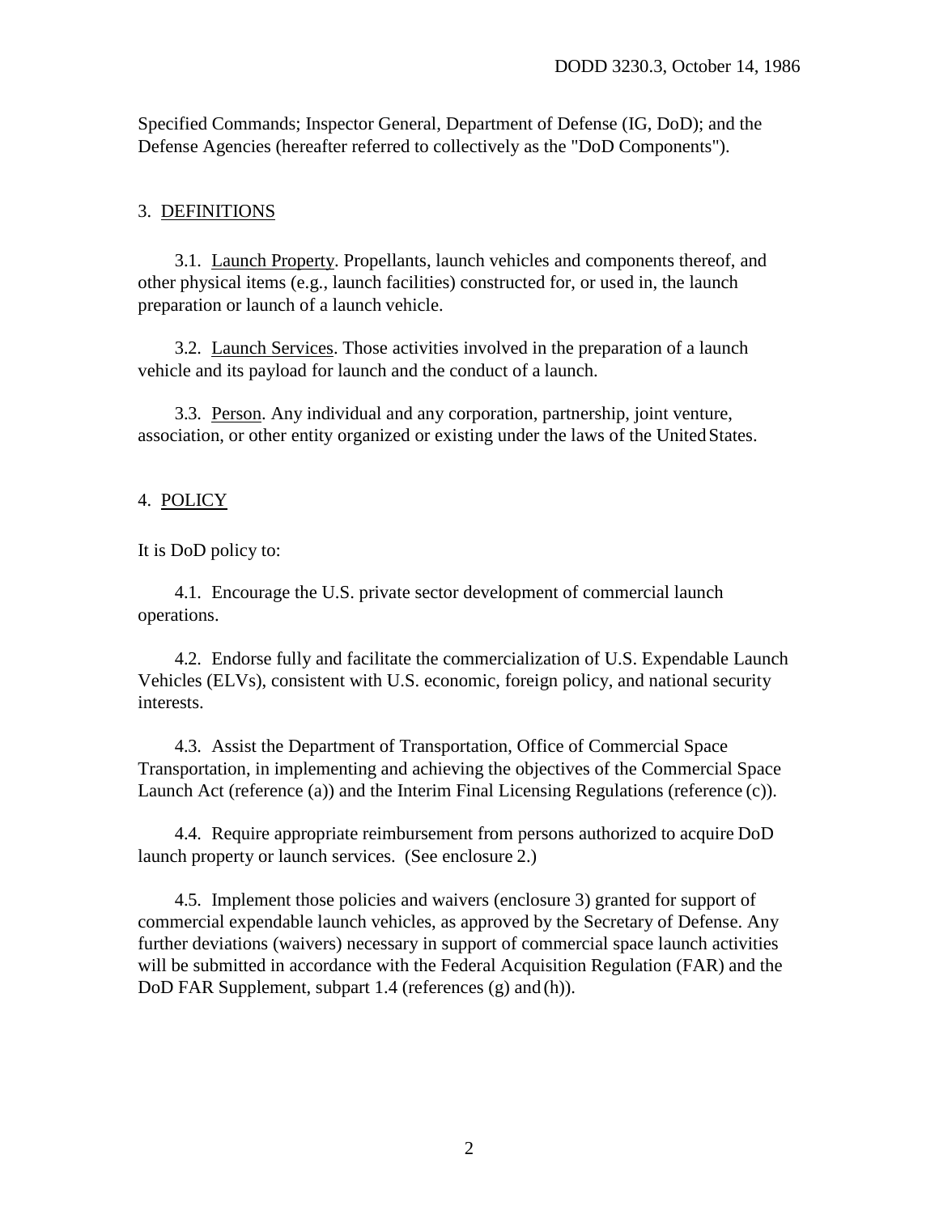Specified Commands; Inspector General, Department of Defense (IG, DoD); and the Defense Agencies (hereafter referred to collectively as the "DoD Components").

## 3. DEFINITIONS

3.1. Launch Property. Propellants, launch vehicles and components thereof, and other physical items (e.g., launch facilities) constructed for, or used in, the launch preparation or launch of a launch vehicle.

3.2. Launch Services. Those activities involved in the preparation of a launch vehicle and its payload for launch and the conduct of a launch.

3.3. Person. Any individual and any corporation, partnership, joint venture, association, or other entity organized or existing under the laws of the United States.

## 4. POLICY

It is DoD policy to:

4.1. Encourage the U.S. private sector development of commercial launch operations.

4.2. Endorse fully and facilitate the commercialization of U.S. Expendable Launch Vehicles (ELVs), consistent with U.S. economic, foreign policy, and national security interests.

4.3. Assist the Department of Transportation, Office of Commercial Space Transportation, in implementing and achieving the objectives of the Commercial Space Launch Act (reference (a)) and the Interim Final Licensing Regulations (reference (c)).

4.4. Require appropriate reimbursement from persons authorized to acquire DoD launch property or launch services. (See enclosure 2.)

4.5. Implement those policies and waivers (enclosure 3) granted for support of commercial expendable launch vehicles, as approved by the Secretary of Defense. Any further deviations (waivers) necessary in support of commercial space launch activities will be submitted in accordance with the Federal Acquisition Regulation (FAR) and the DoD FAR Supplement, subpart 1.4 (references (g) and (h)).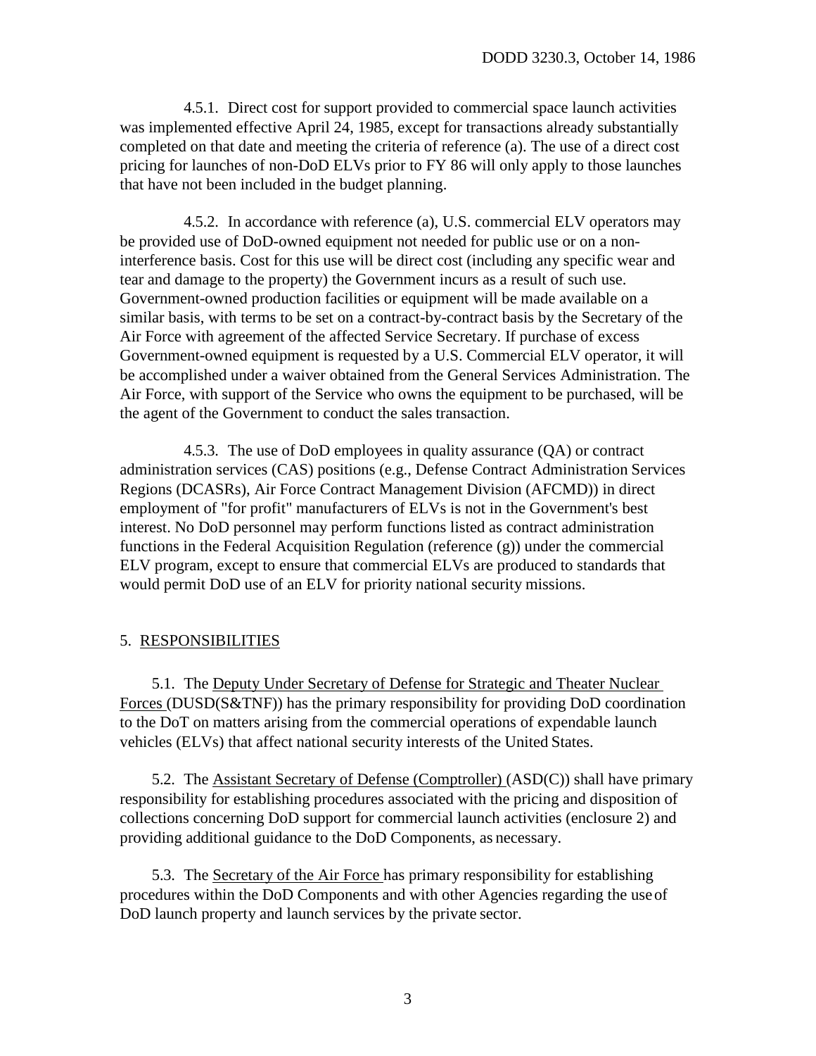4.5.1. Direct cost for support provided to commercial space launch activities was implemented effective April 24, 1985, except for transactions already substantially completed on that date and meeting the criteria of reference (a). The use of a direct cost pricing for launches of non-DoD ELVs prior to FY 86 will only apply to those launches that have not been included in the budget planning.

4.5.2. In accordance with reference (a), U.S. commercial ELV operators may be provided use of DoD-owned equipment not needed for public use or on a non-interference basis. Cost for this use will be direct cost (including any specific wear and tear and damage to the property) the Government incurs as a result of such use. Government-owned production facilities or equipment will be made available on a similar basis, with terms to be set on a contract-by-contract basis by the Secretary of the Air Force with agreement of the affected Service Secretary. If purchase of excess Government-owned equipment is requested by a U.S. Commercial ELV operator, it will be accomplished under a waiver obtained from the General Services Administration. The Air Force, with support of the Service who owns the equipment to be purchased, will be the agent of the Government to conduct the sales transaction.

4.5.3. The use of DoD employees in quality assurance (QA) or contract administration services (CAS) positions (e.g., Defense Contract Administration Services Regions (DCASRs), Air Force Contract Management Division (AFCMD)) in direct employment of "for profit" manufacturers of ELVs is not in the Government's best interest. No DoD personnel may perform functions listed as contract administration functions in the Federal Acquisition Regulation (reference (g)) under the commercial ELV program, except to ensure that commercial ELVs are produced to standards that would permit DoD use of an ELV for priority national security missions.

## 5. RESPONSIBILITIES

5.1. The Deputy Under Secretary of Defense for Strategic and Theater Nuclear Forces (DUSD(S&TNF)) has the primary responsibility for providing DoD coordination to the DoT on matters arising from the commercial operations of expendable launch vehicles (ELVs) that affect national security interests of the United States.

5.2. The Assistant Secretary of Defense (Comptroller) (ASD(C)) shall have primary responsibility for establishing procedures associated with the pricing and disposition of collections concerning DoD support for commercial launch activities (enclosure 2) and providing additional guidance to the DoD Components, as necessary.

5.3. The Secretary of the Air Force has primary responsibility for establishing procedures within the DoD Components and with other Agencies regarding the use of DoD launch property and launch services by the private sector.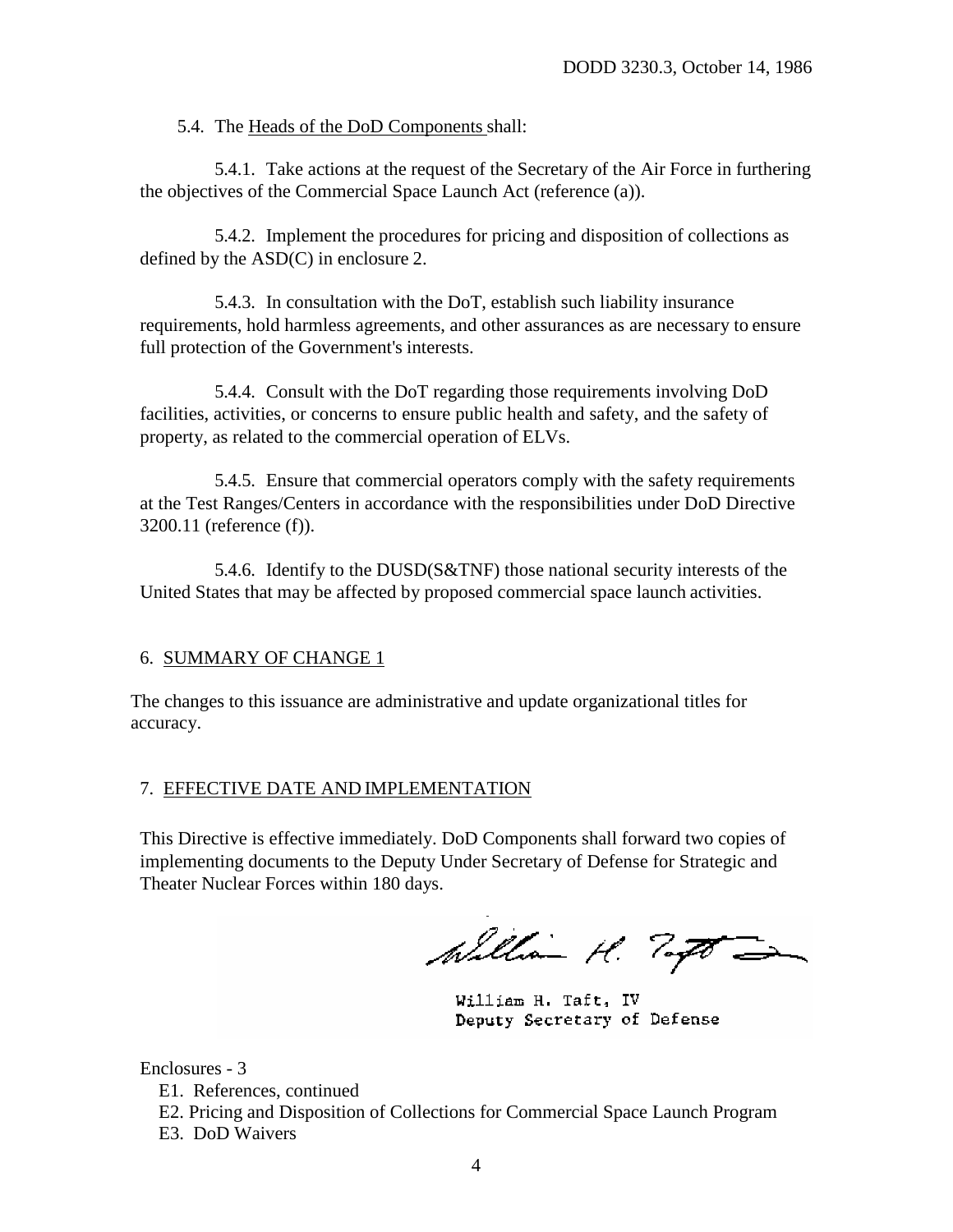5.4. The Heads of the DoD Components shall:

5.4.1. Take actions at the request of the Secretary of the Air Force in furthering the objectives of the Commercial Space Launch Act (reference (a)).

5.4.2. Implement the procedures for pricing and disposition of collections as defined by the ASD(C) in enclosure 2.

5.4.3. In consultation with the DoT, establish such liability insurance requirements, hold harmless agreements, and other assurances as are necessary to ensure full protection of the Government's interests.

5.4.4. Consult with the DoT regarding those requirements involving DoD facilities, activities, or concerns to ensure public health and safety, and the safety of property, as related to the commercial operation of ELVs.

5.4.5. Ensure that commercial operators comply with the safety requirements at the Test Ranges/Centers in accordance with the responsibilities under DoD Directive 3200.11 (reference (f)).

5.4.6. Identify to the DUSD(S&TNF) those national security interests of the United States that may be affected by proposed commercial space launch activities.

## 6. SUMMARY OF CHANGE 1

The changes to this issuance are administrative and update organizational titles for accuracy.

## 7. EFFECTIVE DATE AND IMPLEMENTATION

This Directive is effective immediately. DoD Components shall forward two copies of implementing documents to the Deputy Under Secretary of Defense for Strategic and Theater Nuclear Forces within 180 days.

William H. Taft, IV
Deputy Secretary of Defense

Enclosures - 3
- E1. References, continued
- E2. Pricing and Disposition of Collections for Commercial Space Launch Program
- E3. DoD Waivers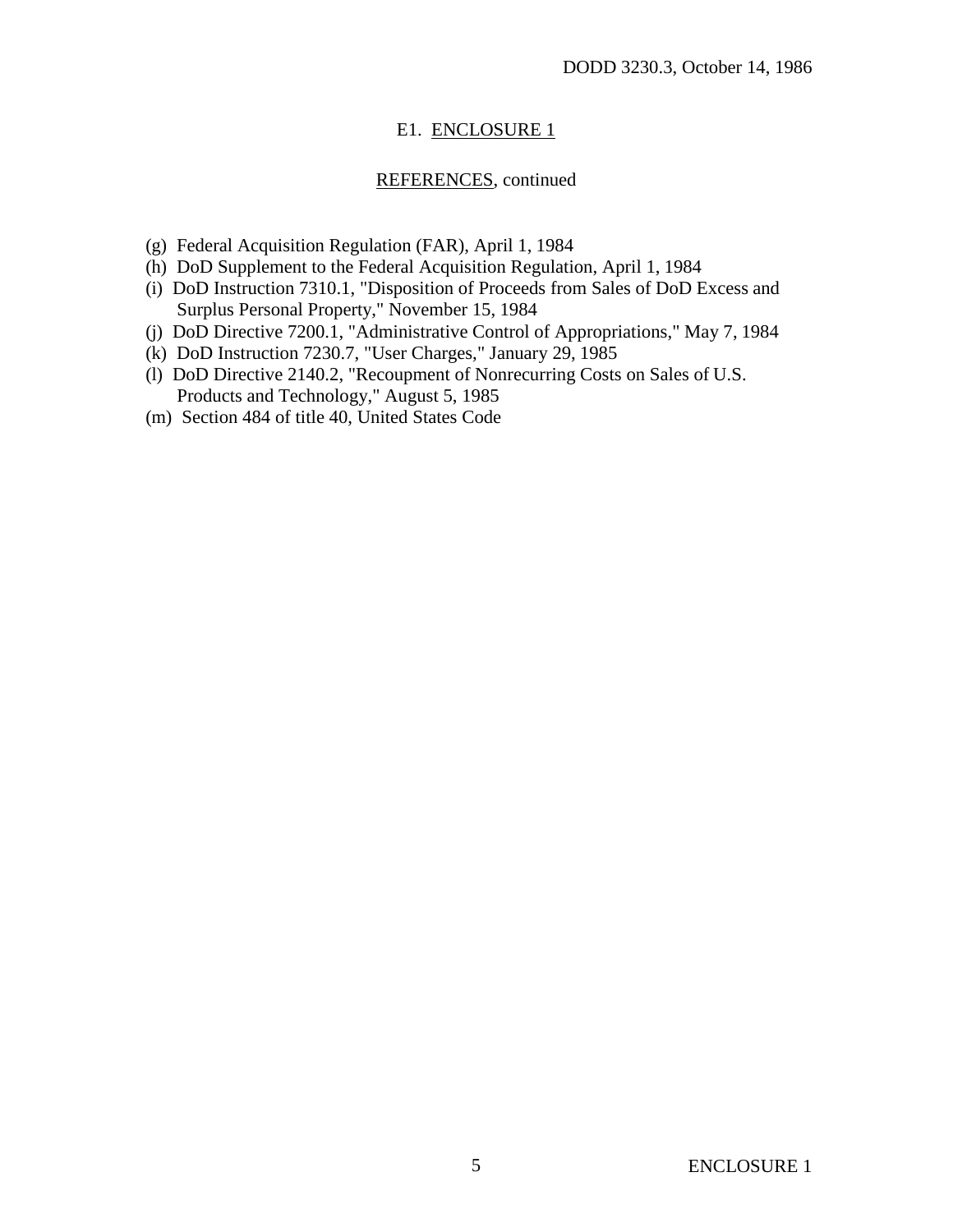## E1. ENCLOSURE 1

### REFERENCES, continued

(g) Federal Acquisition Regulation (FAR), April 1, 1984
(h) DoD Supplement to the Federal Acquisition Regulation, April 1, 1984
(i) DoD Instruction 7310.1, "Disposition of Proceeds from Sales of DoD Excess and Surplus Personal Property," November 15, 1984
(j) DoD Directive 7200.1, "Administrative Control of Appropriations," May 7, 1984
(k) DoD Instruction 7230.7, "User Charges," January 29, 1985
(l) DoD Directive 2140.2, "Recoupment of Nonrecurring Costs on Sales of U.S. Products and Technology," August 5, 1985
(m) Section 484 of title 40, United States Code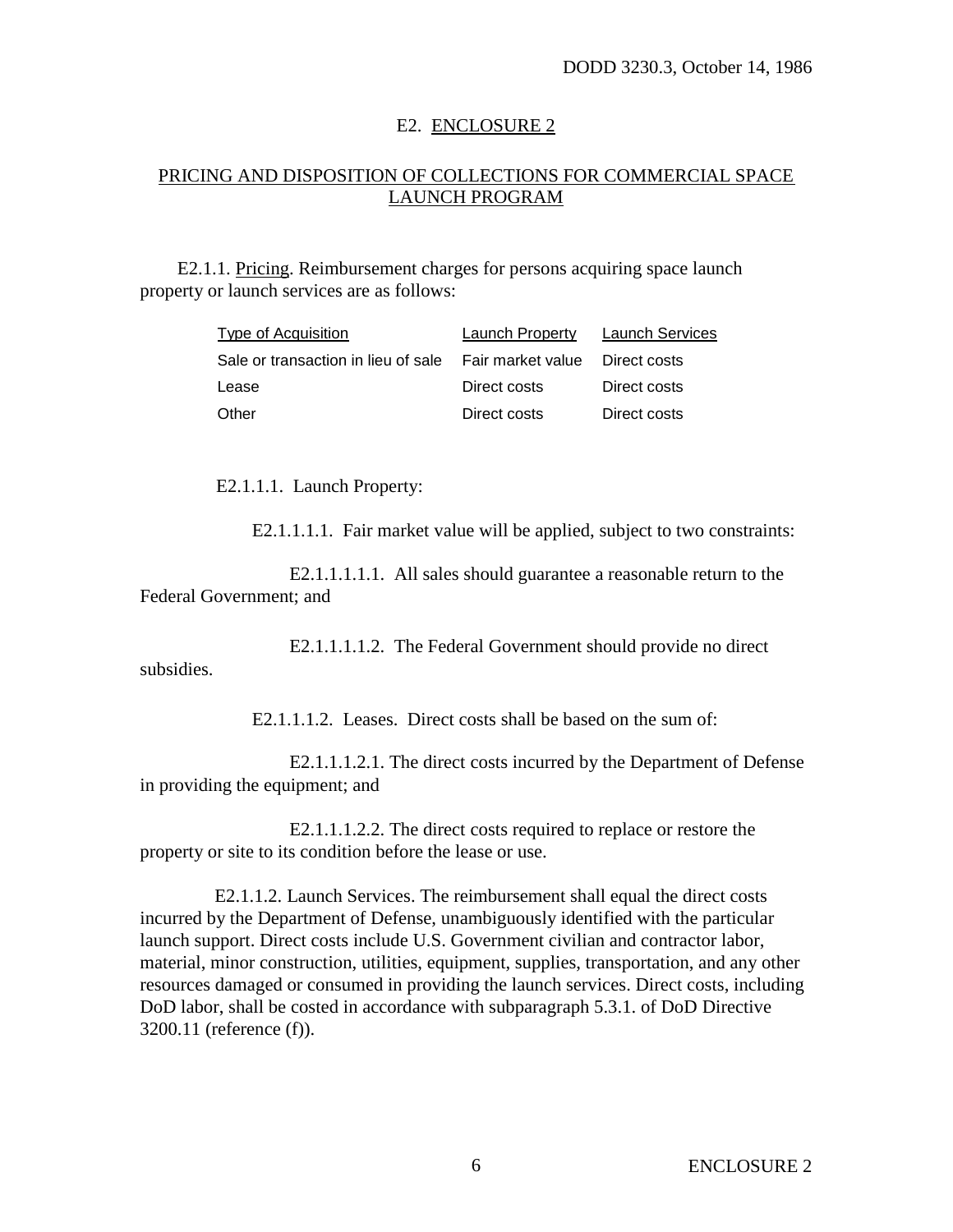## E2. ENCLOSURE 2

## PRICING AND DISPOSITION OF COLLECTIONS FOR COMMERCIAL SPACE LAUNCH PROGRAM

E2.1.1. Pricing. Reimbursement charges for persons acquiring space launch property or launch services are as follows:

| Type of Acquisition | Launch Property | Launch Services |
|---|---|---|
| Sale or transaction in lieu of sale | Fair market value | Direct costs |
| Lease | Direct costs | Direct costs |
| Other | Direct costs | Direct costs |

E2.1.1.1. Launch Property:

E2.1.1.1.1. Fair market value will be applied, subject to two constraints:

E2.1.1.1.1.1. All sales should guarantee a reasonable return to the Federal Government; and

E2.1.1.1.1.2. The Federal Government should provide no direct subsidies.

E2.1.1.1.2. Leases. Direct costs shall be based on the sum of:

E2.1.1.1.2.1. The direct costs incurred by the Department of Defense in providing the equipment; and

E2.1.1.1.2.2. The direct costs required to replace or restore the property or site to its condition before the lease or use.

E2.1.1.2. Launch Services. The reimbursement shall equal the direct costs incurred by the Department of Defense, unambiguously identified with the particular launch support. Direct costs include U.S. Government civilian and contractor labor, material, minor construction, utilities, equipment, supplies, transportation, and any other resources damaged or consumed in providing the launch services. Direct costs, including DoD labor, shall be costed in accordance with subparagraph 5.3.1. of DoD Directive 3200.11 (reference (f)).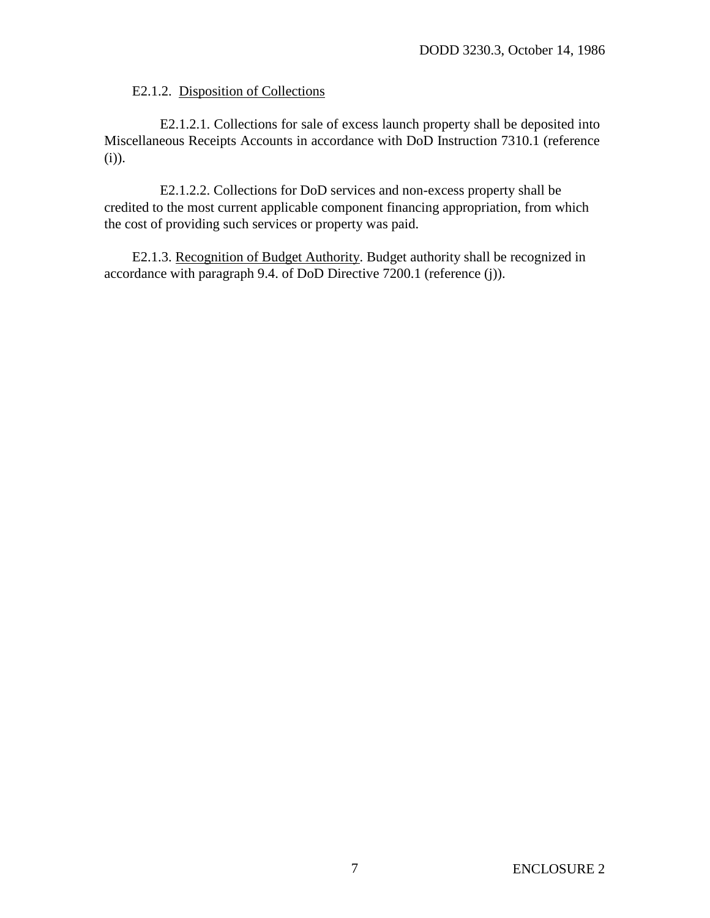E2.1.2. Disposition of Collections

E2.1.2.1. Collections for sale of excess launch property shall be deposited into Miscellaneous Receipts Accounts in accordance with DoD Instruction 7310.1 (reference (i)).

E2.1.2.2. Collections for DoD services and non-excess property shall be credited to the most current applicable component financing appropriation, from which the cost of providing such services or property was paid.

E2.1.3. Recognition of Budget Authority. Budget authority shall be recognized in accordance with paragraph 9.4. of DoD Directive 7200.1 (reference (j)).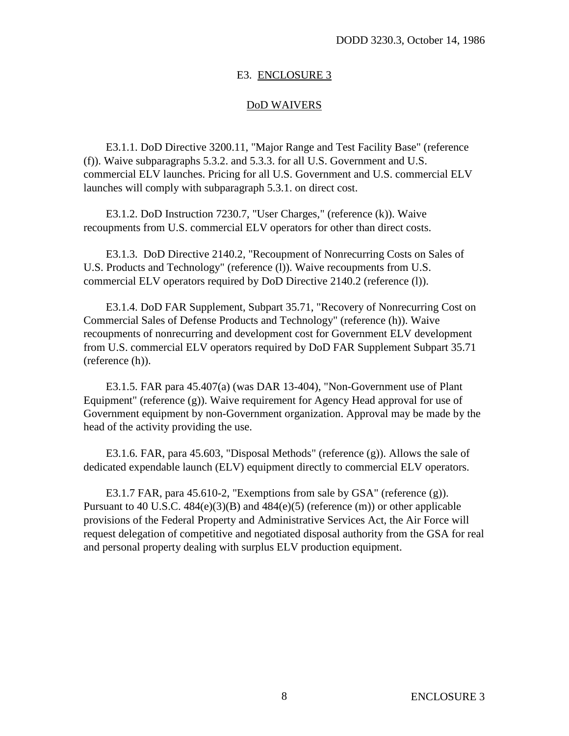## E3. ENCLOSURE 3

## DoD WAIVERS

E3.1.1. DoD Directive 3200.11, "Major Range and Test Facility Base" (reference (f)). Waive subparagraphs 5.3.2. and 5.3.3. for all U.S. Government and U.S. commercial ELV launches. Pricing for all U.S. Government and U.S. commercial ELV launches will comply with subparagraph 5.3.1. on direct cost.

E3.1.2. DoD Instruction 7230.7, "User Charges," (reference (k)). Waive recoupments from U.S. commercial ELV operators for other than direct costs.

E3.1.3. DoD Directive 2140.2, "Recoupment of Nonrecurring Costs on Sales of U.S. Products and Technology" (reference (l)). Waive recoupments from U.S. commercial ELV operators required by DoD Directive 2140.2 (reference (l)).

E3.1.4. DoD FAR Supplement, Subpart 35.71, "Recovery of Nonrecurring Cost on Commercial Sales of Defense Products and Technology" (reference (h)). Waive recoupments of nonrecurring and development cost for Government ELV development from U.S. commercial ELV operators required by DoD FAR Supplement Subpart 35.71 (reference (h)).

E3.1.5. FAR para 45.407(a) (was DAR 13-404), "Non-Government use of Plant Equipment" (reference (g)). Waive requirement for Agency Head approval for use of Government equipment by non-Government organization. Approval may be made by the head of the activity providing the use.

E3.1.6. FAR, para 45.603, "Disposal Methods" (reference (g)). Allows the sale of dedicated expendable launch (ELV) equipment directly to commercial ELV operators.

E3.1.7 FAR, para 45.610-2, "Exemptions from sale by GSA" (reference (g)). Pursuant to 40 U.S.C. 484(e)(3)(B) and 484(e)(5) (reference (m)) or other applicable provisions of the Federal Property and Administrative Services Act, the Air Force will request delegation of competitive and negotiated disposal authority from the GSA for real and personal property dealing with surplus ELV production equipment.